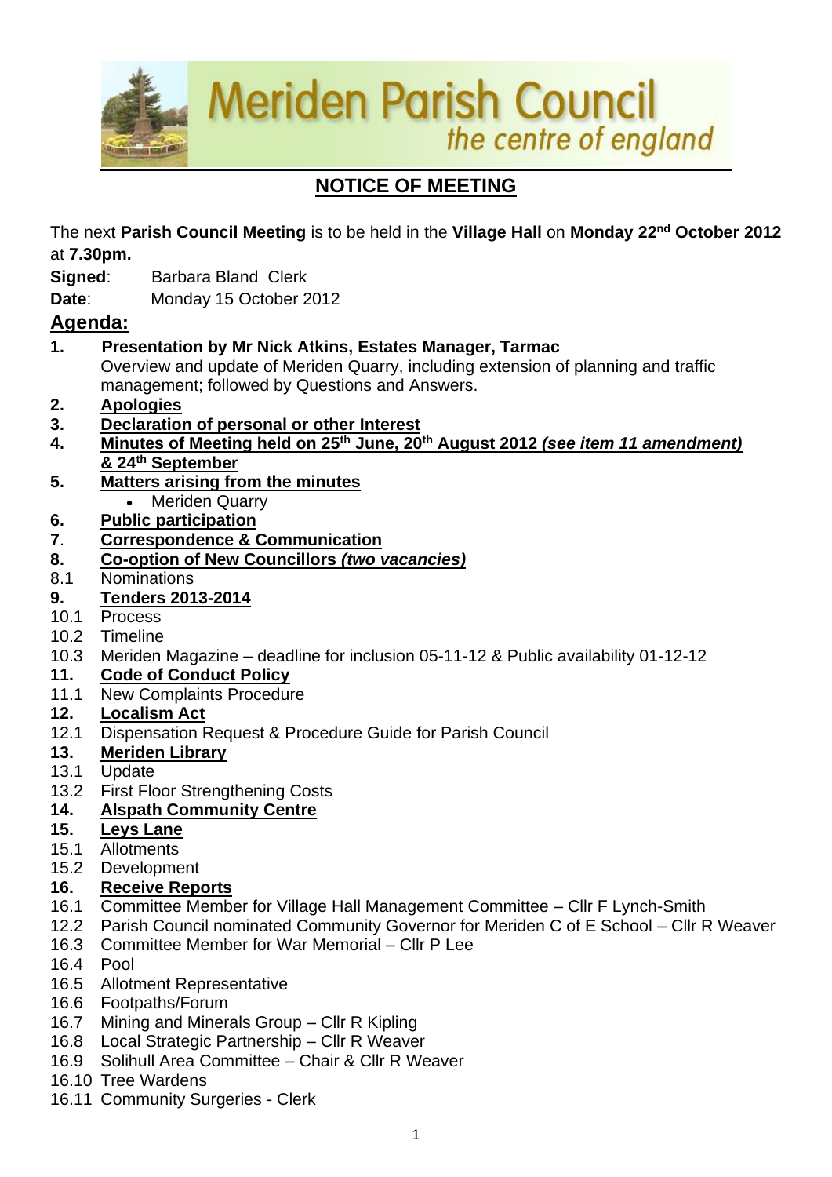# Meriden Parish Council

*the centre of england*

## NOTICE OF MEETING

The next **Parish Council Meeting** is to be held in the **Village Hall** on **Monday 22nd October 2012** at **7.30pm.**

**Signed**: Barbara Bland Clerk

**Date**: Monday 15 October 2012

## Agenda:

**1. Presentation by Mr Nick Atkins, Estates Manager, Tarmac**
Overview and update of Meriden Quarry, including extension of planning and traffic management; followed by Questions and Answers.

**2. Apologies**

**3. Declaration of personal or other Interest**

**4. Minutes of Meeting held on 25th June, 20th August 2012 *(see item 11 amendment)* & 24th September**

**5. Matters arising from the minutes**
- Meriden Quarry

**6. Public participation**

**7. Correspondence & Communication**

**8. Co-option of New Councillors *(two vacancies)***

8.1 Nominations

**9. Tenders 2013-2014**

10.1 Process
10.2 Timeline
10.3 Meriden Magazine – deadline for inclusion 05-11-12 & Public availability 01-12-12

**11. Code of Conduct Policy**

11.1 New Complaints Procedure

**12. Localism Act**

12.1 Dispensation Request & Procedure Guide for Parish Council

**13. Meriden Library**

13.1 Update
13.2 First Floor Strengthening Costs

**14. Alspath Community Centre**

**15. Leys Lane**

15.1 Allotments
15.2 Development

**16. Receive Reports**

16.1 Committee Member for Village Hall Management Committee – Cllr F Lynch-Smith
12.2 Parish Council nominated Community Governor for Meriden C of E School – Cllr R Weaver
16.3 Committee Member for War Memorial – Cllr P Lee
16.4 Pool
16.5 Allotment Representative
16.6 Footpaths/Forum
16.7 Mining and Minerals Group – Cllr R Kipling
16.8 Local Strategic Partnership – Cllr R Weaver
16.9 Solihull Area Committee – Chair & Cllr R Weaver
16.10 Tree Wardens
16.11 Community Surgeries - Clerk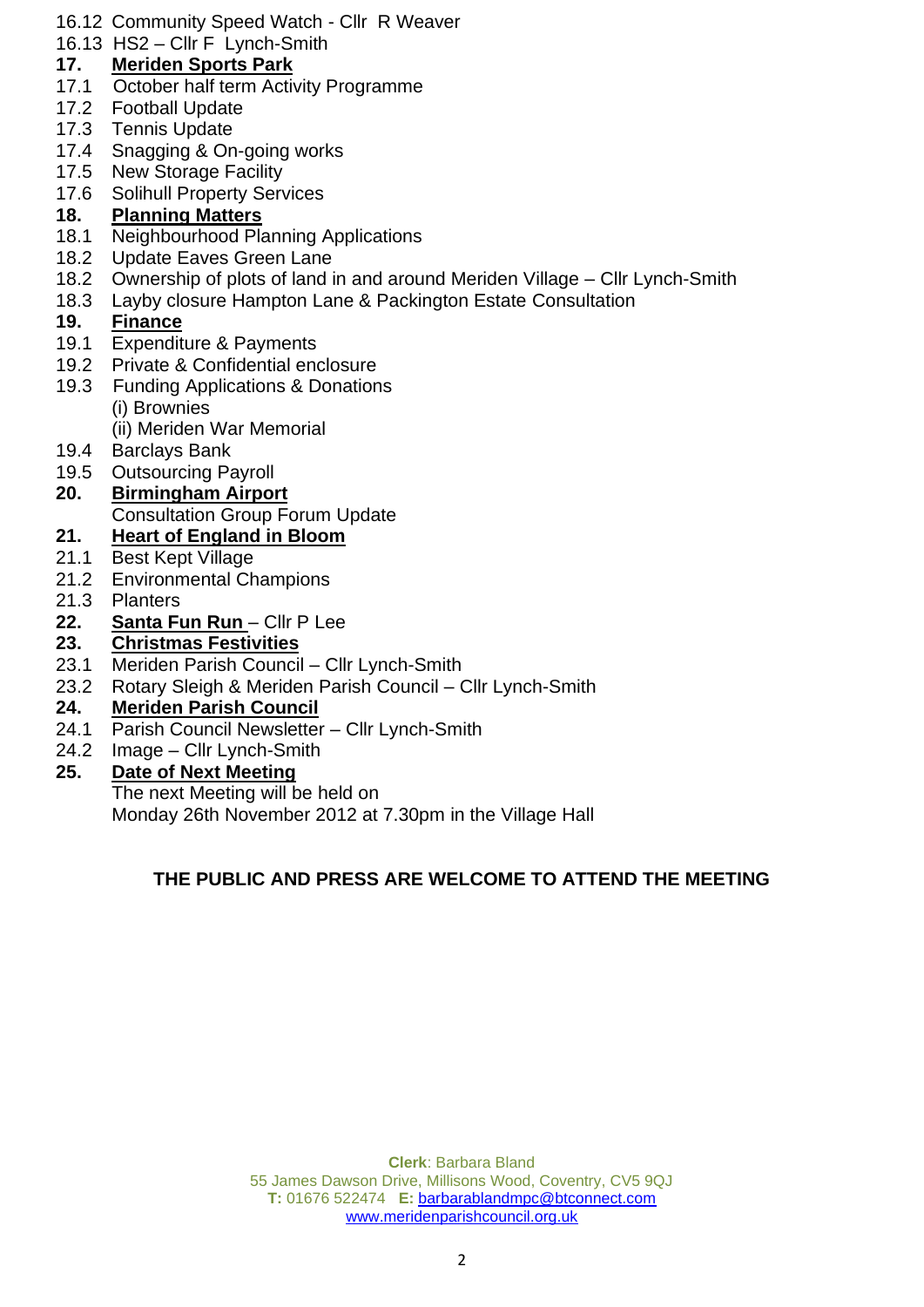16.12 Community Speed Watch - Cllr R Weaver
16.13 HS2 – Cllr F Lynch-Smith

**17. Meriden Sports Park**

17.1 October half term Activity Programme
17.2 Football Update
17.3 Tennis Update
17.4 Snagging & On-going works
17.5 New Storage Facility
17.6 Solihull Property Services

**18. Planning Matters**

18.1 Neighbourhood Planning Applications
18.2 Update Eaves Green Lane
18.2 Ownership of plots of land in and around Meriden Village – Cllr Lynch-Smith
18.3 Layby closure Hampton Lane & Packington Estate Consultation

**19. Finance**

19.1 Expenditure & Payments
19.2 Private & Confidential enclosure
19.3 Funding Applications & Donations
(i) Brownies
(ii) Meriden War Memorial
19.4 Barclays Bank
19.5 Outsourcing Payroll

**20. Birmingham Airport**

Consultation Group Forum Update

**21. Heart of England in Bloom**

21.1 Best Kept Village
21.2 Environmental Champions
21.3 Planters

**22. Santa Fun Run** – Cllr P Lee

**23. Christmas Festivities**

23.1 Meriden Parish Council – Cllr Lynch-Smith
23.2 Rotary Sleigh & Meriden Parish Council – Cllr Lynch-Smith

**24. Meriden Parish Council**

24.1 Parish Council Newsletter – Cllr Lynch-Smith
24.2 Image – Cllr Lynch-Smith

**25. Date of Next Meeting**

The next Meeting will be held on
Monday 26th November 2012 at 7.30pm in the Village Hall

**THE PUBLIC AND PRESS ARE WELCOME TO ATTEND THE MEETING**

**Clerk**: Barbara Bland
55 James Dawson Drive, Millisons Wood, Coventry, CV5 9QJ
**T:** 01676 522474 **E:** barbarablandmpc@btconnect.com
www.meridenparishcouncil.org.uk